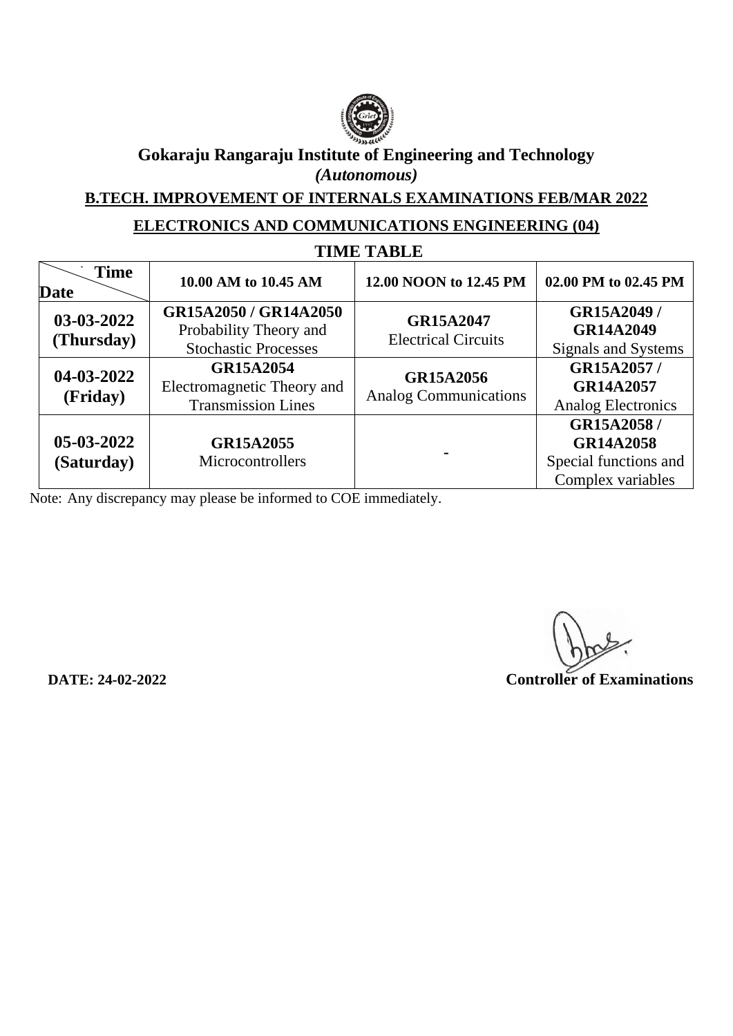# Gokaraju Rangaraju Institute of Engineering and Technology

*(Autonomous)*

## B.TECH. IMPROVEMENT OF INTERNALS EXAMINATIONS FEB/MAR 2022

## ELECTRONICS AND COMMUNICATIONS ENGINEERING (04)

### TIME TABLE

| Date \ Time | 10.00 AM to 10.45 AM | 12.00 NOON to 12.45 PM | 02.00 PM to 02.45 PM |
|---|---|---|---|
| **03-03-2022 (Thursday)** | **GR15A2050 / GR14A2050** Probability Theory and Stochastic Processes | **GR15A2047** Electrical Circuits | **GR15A2049 / GR14A2049** Signals and Systems |
| **04-03-2022 (Friday)** | **GR15A2054** Electromagnetic Theory and Transmission Lines | **GR15A2056** Analog Communications | **GR15A2057 / GR14A2057** Analog Electronics |
| **05-03-2022 (Saturday)** | **GR15A2055** Microcontrollers | - | **GR15A2058 / GR14A2058** Special functions and Complex variables |

Note: Any discrepancy may please be informed to COE immediately.

**DATE: 24-02-2022**

**Controller of Examinations**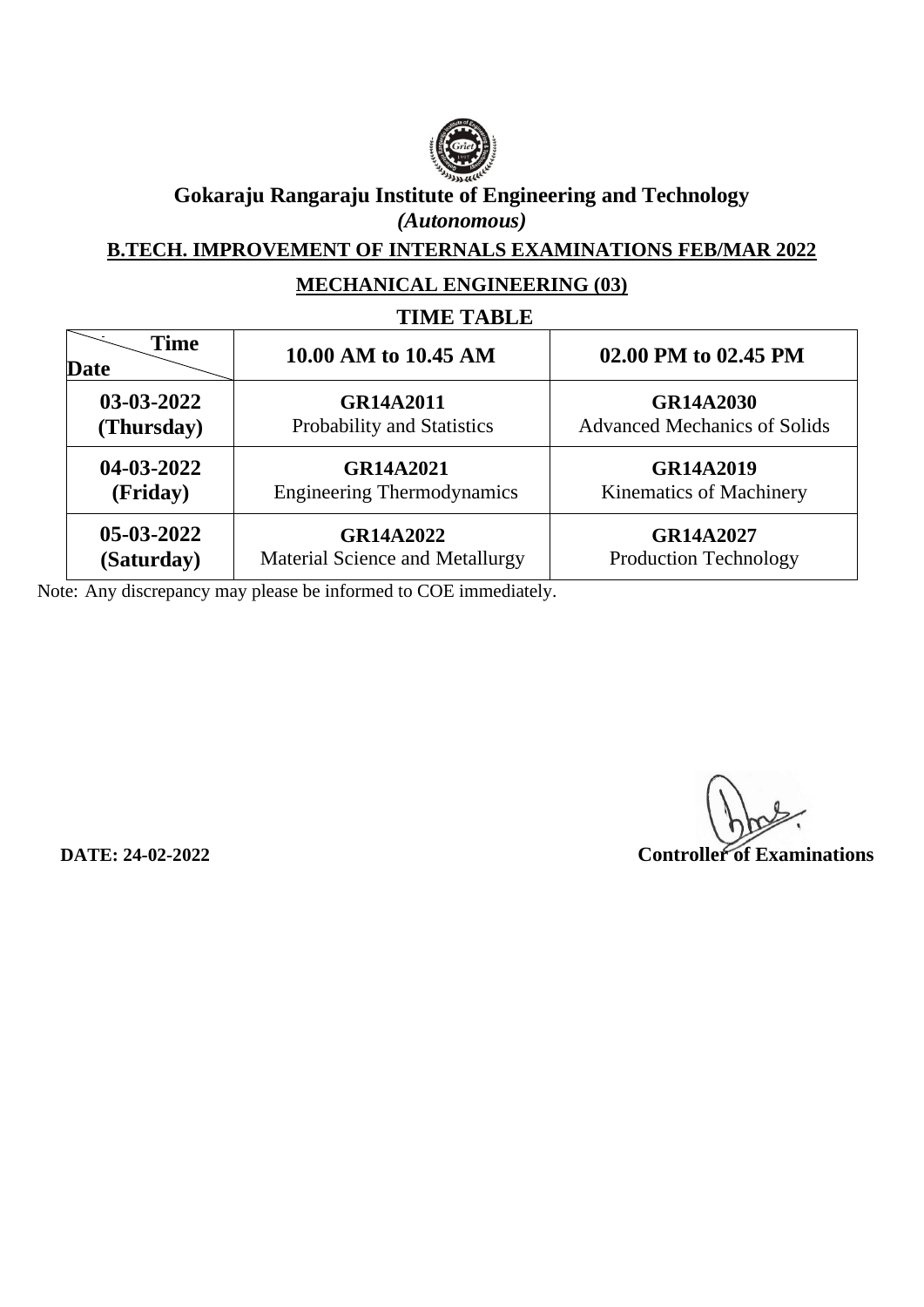# Gokaraju Rangaraju Institute of Engineering and Technology

*(Autonomous)*

**B.TECH. IMPROVEMENT OF INTERNALS EXAMINATIONS FEB/MAR 2022**

**MECHANICAL ENGINEERING (03)**

## TIME TABLE

| Date / Time | 10.00 AM to 10.45 AM | 02.00 PM to 02.45 PM |
|---|---|---|
| **03-03-2022 (Thursday)** | **GR14A2011** Probability and Statistics | **GR14A2030** Advanced Mechanics of Solids |
| **04-03-2022 (Friday)** | **GR14A2021** Engineering Thermodynamics | **GR14A2019** Kinematics of Machinery |
| **05-03-2022 (Saturday)** | **GR14A2022** Material Science and Metallurgy | **GR14A2027** Production Technology |

Note: Any discrepancy may please be informed to COE immediately.

**DATE: 24-02-2022**

**Controller of Examinations**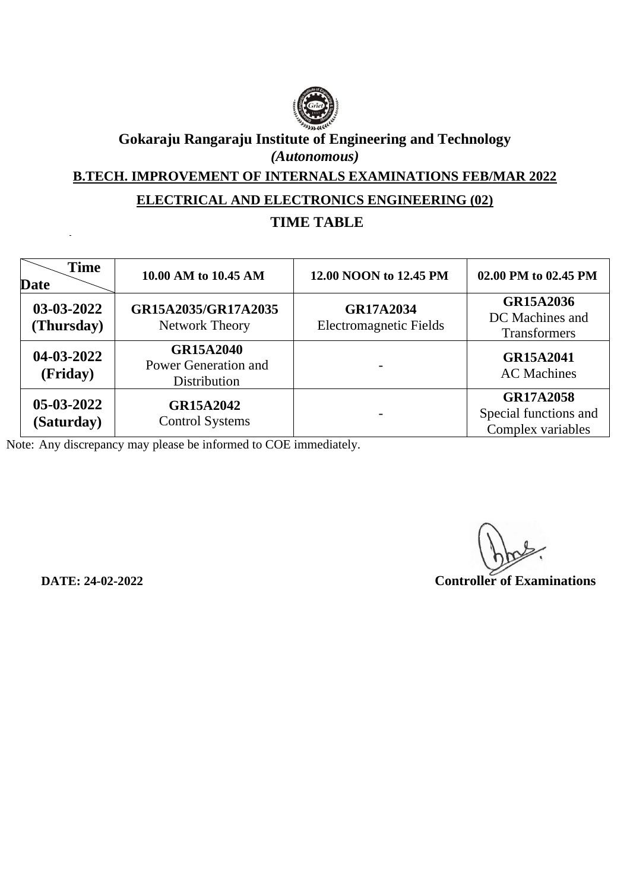# Gokaraju Rangaraju Institute of Engineering and Technology

*(Autonomous)*

**B.TECH. IMPROVEMENT OF INTERNALS EXAMINATIONS FEB/MAR 2022**

**ELECTRICAL AND ELECTRONICS ENGINEERING (02)**

**TIME TABLE**

| Date / Time | 10.00 AM to 10.45 AM | 12.00 NOON to 12.45 PM | 02.00 PM to 02.45 PM |
|---|---|---|---|
| **03-03-2022 (Thursday)** | **GR15A2035/GR17A2035** Network Theory | **GR17A2034** Electromagnetic Fields | **GR15A2036** DC Machines and Transformers |
| **04-03-2022 (Friday)** | **GR15A2040** Power Generation and Distribution | - | **GR15A2041** AC Machines |
| **05-03-2022 (Saturday)** | **GR15A2042** Control Systems | - | **GR17A2058** Special functions and Complex variables |

Note: Any discrepancy may please be informed to COE immediately.

**DATE: 24-02-2022**

**Controller of Examinations**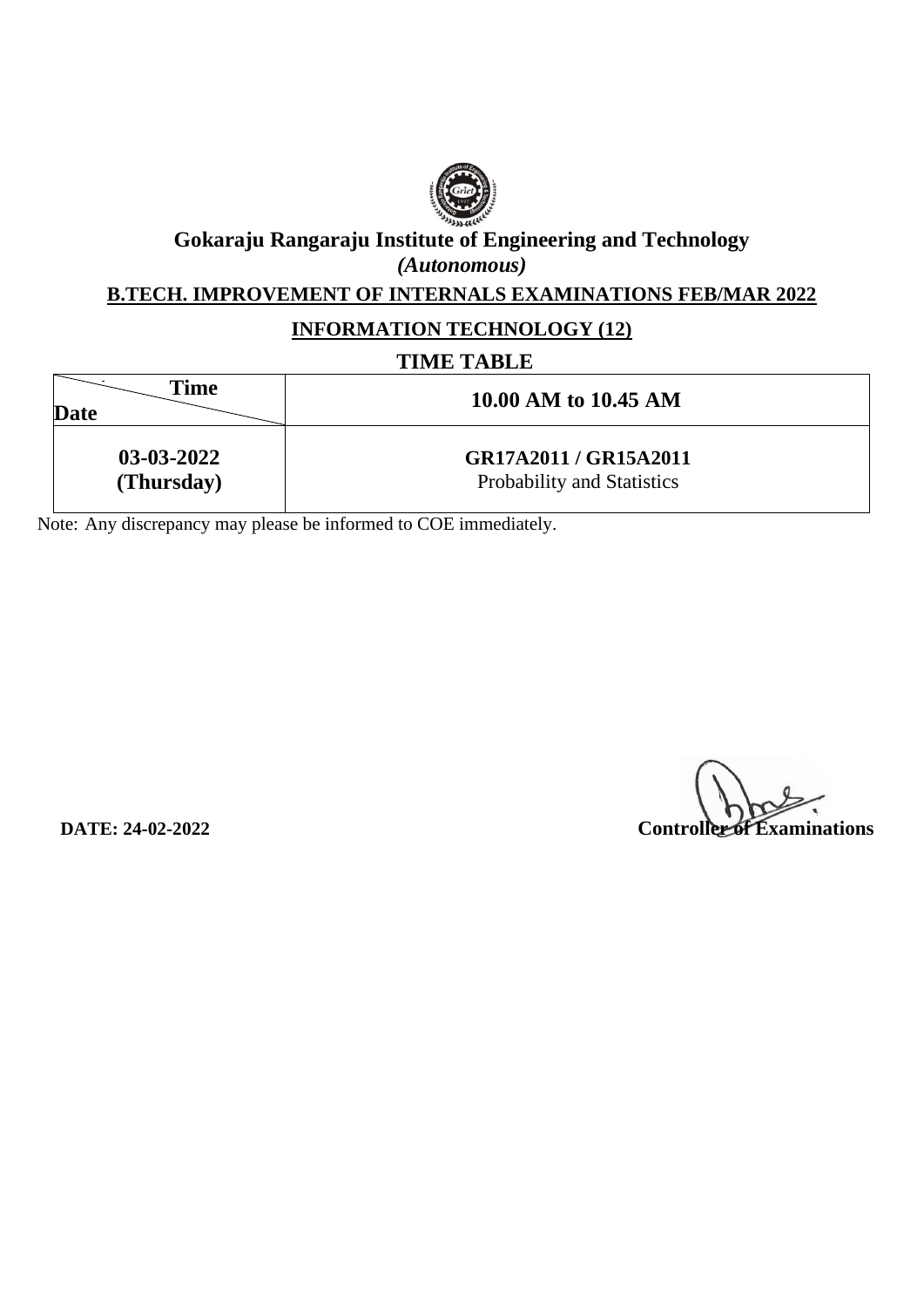# Gokaraju Rangaraju Institute of Engineering and Technology

*(Autonomous)*

## B.TECH. IMPROVEMENT OF INTERNALS EXAMINATIONS FEB/MAR 2022

### INFORMATION TECHNOLOGY (12)

### TIME TABLE

| Time / Date | 10.00 AM to 10.45 AM |
|---|---|
| **03-03-2022 (Thursday)** | **GR17A2011 / GR15A2011** Probability and Statistics |

Note: Any discrepancy may please be informed to COE immediately.

**DATE: 24-02-2022**

**Controller of Examinations**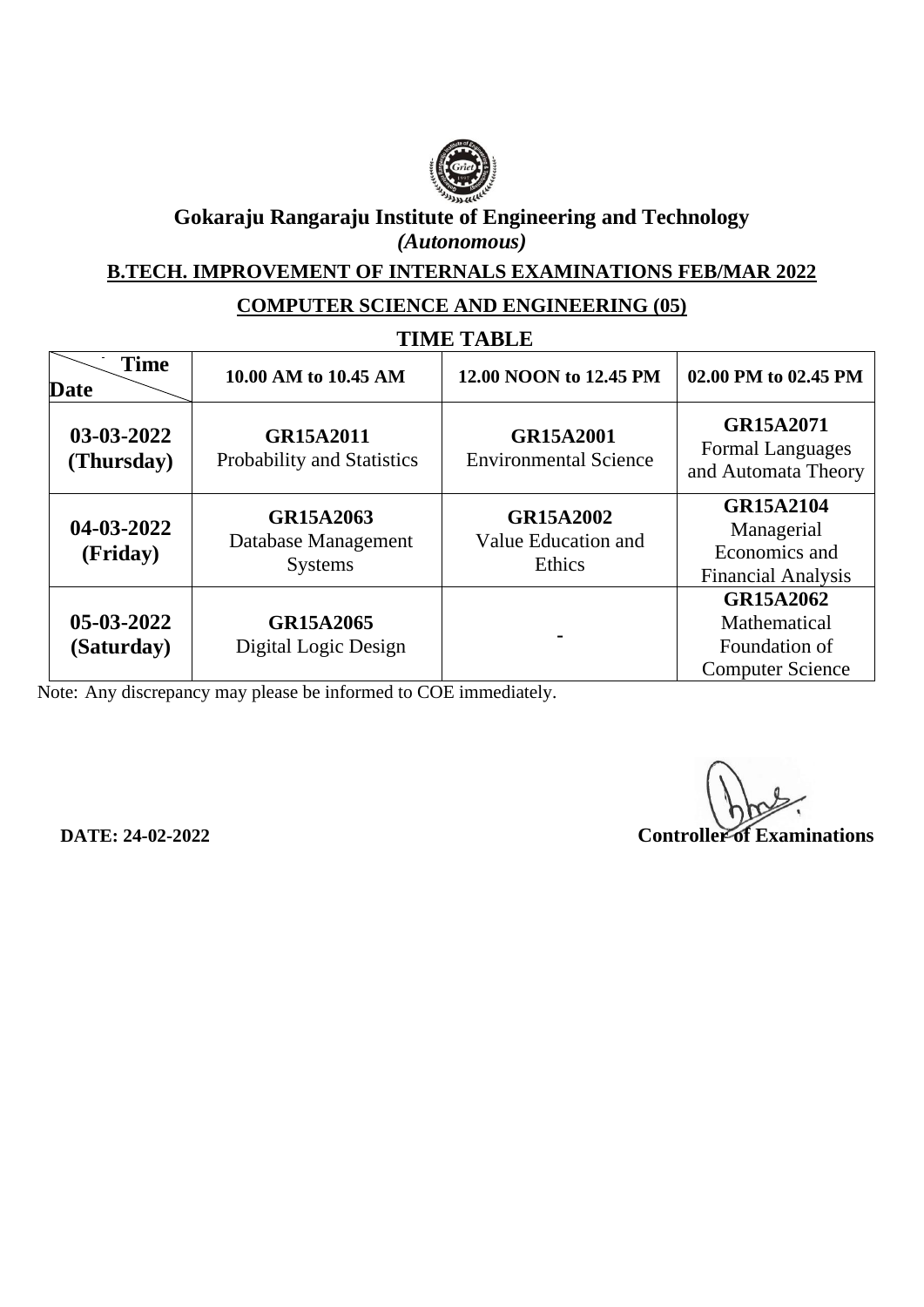# Gokaraju Rangaraju Institute of Engineering and Technology

*(Autonomous)*

## B.TECH. IMPROVEMENT OF INTERNALS EXAMINATIONS FEB/MAR 2022

## COMPUTER SCIENCE AND ENGINEERING (05)

## TIME TABLE

| Date \ Time | 10.00 AM to 10.45 AM | 12.00 NOON to 12.45 PM | 02.00 PM to 02.45 PM |
|---|---|---|---|
| **03-03-2022 (Thursday)** | **GR15A2011** Probability and Statistics | **GR15A2001** Environmental Science | **GR15A2071** Formal Languages and Automata Theory |
| **04-03-2022 (Friday)** | **GR15A2063** Database Management Systems | **GR15A2002** Value Education and Ethics | **GR15A2104** Managerial Economics and Financial Analysis |
| **05-03-2022 (Saturday)** | **GR15A2065** Digital Logic Design | - | **GR15A2062** Mathematical Foundation of Computer Science |

Note: Any discrepancy may please be informed to COE immediately.

**DATE: 24-02-2022**

**Controller of Examinations**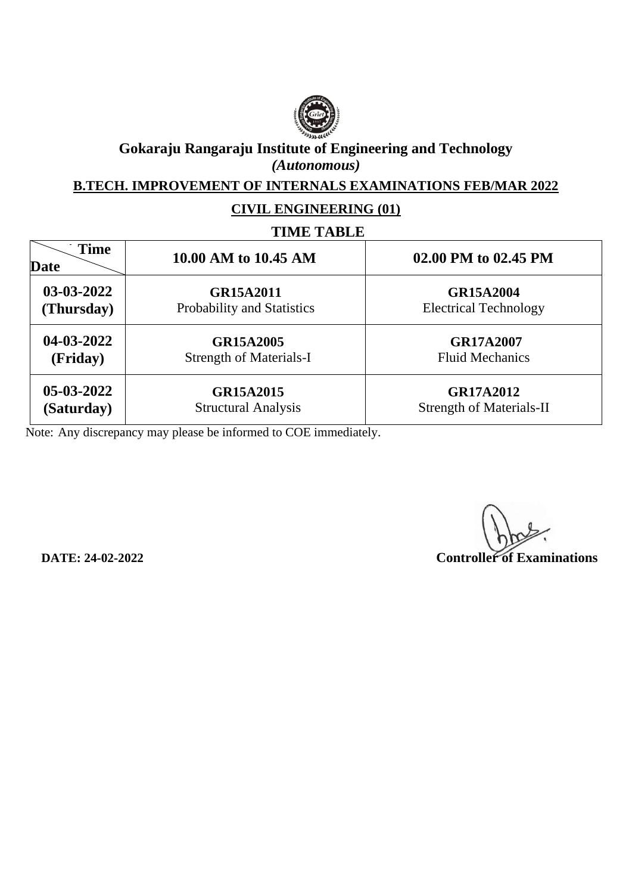# Gokaraju Rangaraju Institute of Engineering and Technology

*(Autonomous)*

## B.TECH. IMPROVEMENT OF INTERNALS EXAMINATIONS FEB/MAR 2022

### CIVIL ENGINEERING (01)

### TIME TABLE

| Time / Date | 10.00 AM to 10.45 AM | 02.00 PM to 02.45 PM |
|---|---|---|
| **03-03-2022 (Thursday)** | **GR15A2011** Probability and Statistics | **GR15A2004** Electrical Technology |
| **04-03-2022 (Friday)** | **GR15A2005** Strength of Materials-I | **GR17A2007** Fluid Mechanics |
| **05-03-2022 (Saturday)** | **GR15A2015** Structural Analysis | **GR17A2012** Strength of Materials-II |

Note: Any discrepancy may please be informed to COE immediately.

**DATE: 24-02-2022**

**Controller of Examinations**